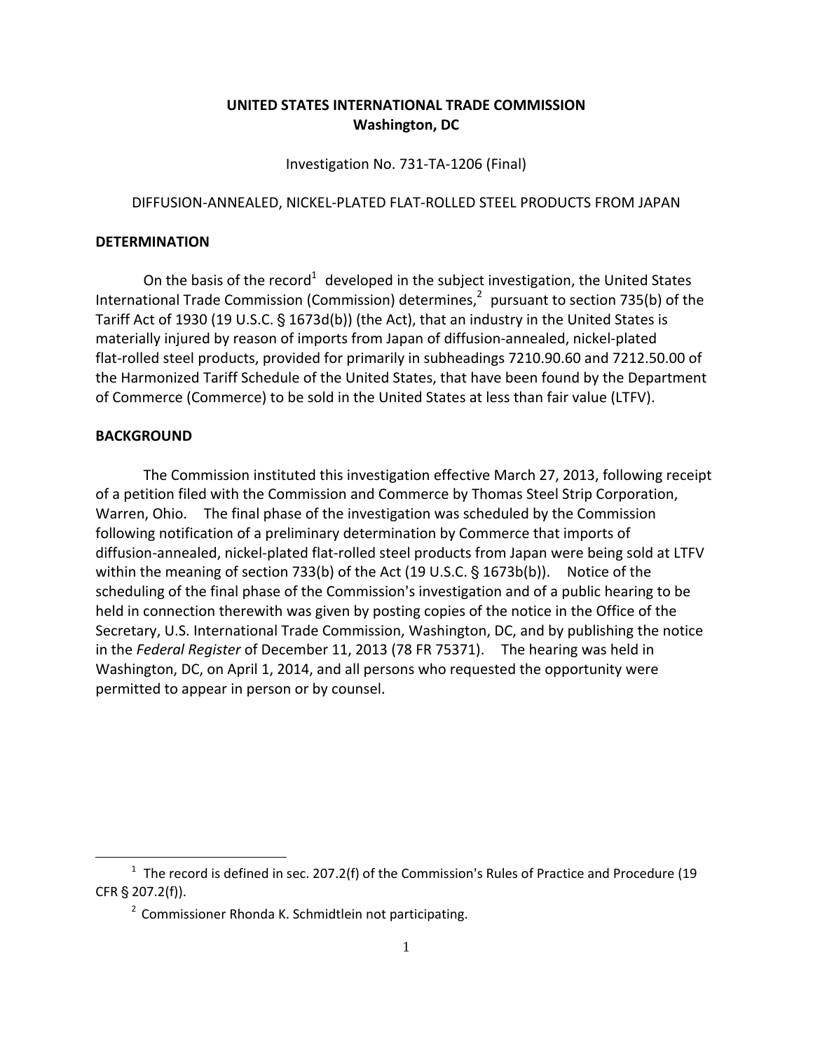**UNITED STATES INTERNATIONAL TRADE COMMISSION**
**Washington, DC**

Investigation No. 731-TA-1206 (Final)

DIFFUSION-ANNEALED, NICKEL-PLATED FLAT-ROLLED STEEL PRODUCTS FROM JAPAN

## DETERMINATION

On the basis of the record[1] developed in the subject investigation, the United States International Trade Commission (Commission) determines,[2] pursuant to section 735(b) of the Tariff Act of 1930 (19 U.S.C. § 1673d(b)) (the Act), that an industry in the United States is materially injured by reason of imports from Japan of diffusion-annealed, nickel-plated flat-rolled steel products, provided for primarily in subheadings 7210.90.60 and 7212.50.00 of the Harmonized Tariff Schedule of the United States, that have been found by the Department of Commerce (Commerce) to be sold in the United States at less than fair value (LTFV).

## BACKGROUND

The Commission instituted this investigation effective March 27, 2013, following receipt of a petition filed with the Commission and Commerce by Thomas Steel Strip Corporation, Warren, Ohio. The final phase of the investigation was scheduled by the Commission following notification of a preliminary determination by Commerce that imports of diffusion-annealed, nickel-plated flat-rolled steel products from Japan were being sold at LTFV within the meaning of section 733(b) of the Act (19 U.S.C. § 1673b(b)). Notice of the scheduling of the final phase of the Commission's investigation and of a public hearing to be held in connection therewith was given by posting copies of the notice in the Office of the Secretary, U.S. International Trade Commission, Washington, DC, and by publishing the notice in the *Federal Register* of December 11, 2013 (78 FR 75371). The hearing was held in Washington, DC, on April 1, 2014, and all persons who requested the opportunity were permitted to appear in person or by counsel.

---

[1] The record is defined in sec. 207.2(f) of the Commission's Rules of Practice and Procedure (19 CFR § 207.2(f)).

[2] Commissioner Rhonda K. Schmidtlein not participating.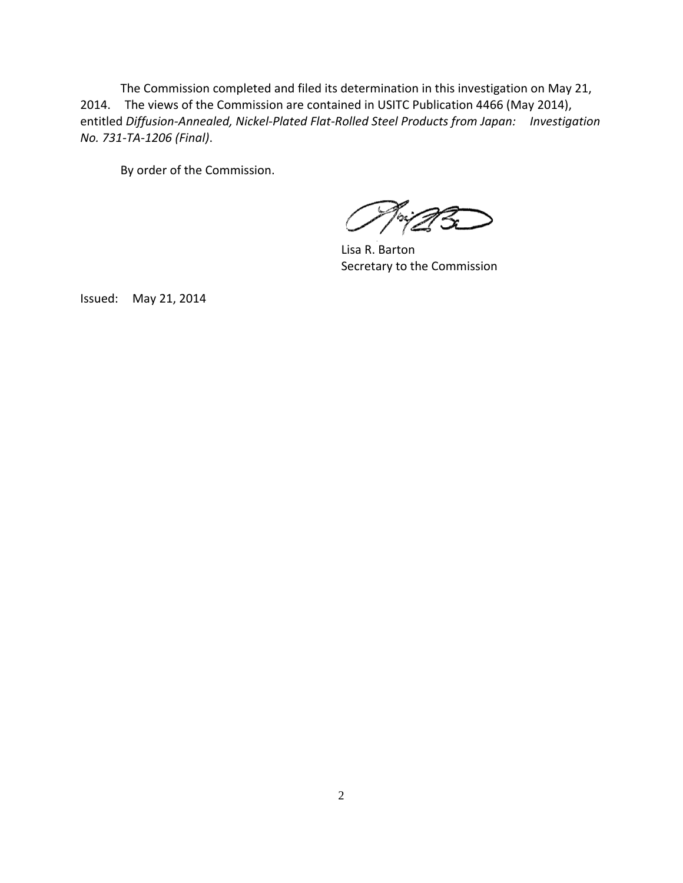The Commission completed and filed its determination in this investigation on May 21, 2014. The views of the Commission are contained in USITC Publication 4466 (May 2014), entitled *Diffusion-Annealed, Nickel-Plated Flat-Rolled Steel Products from Japan: Investigation No. 731-TA-1206 (Final)*.

By order of the Commission.

Lisa R. Barton
Secretary to the Commission

Issued: May 21, 2014